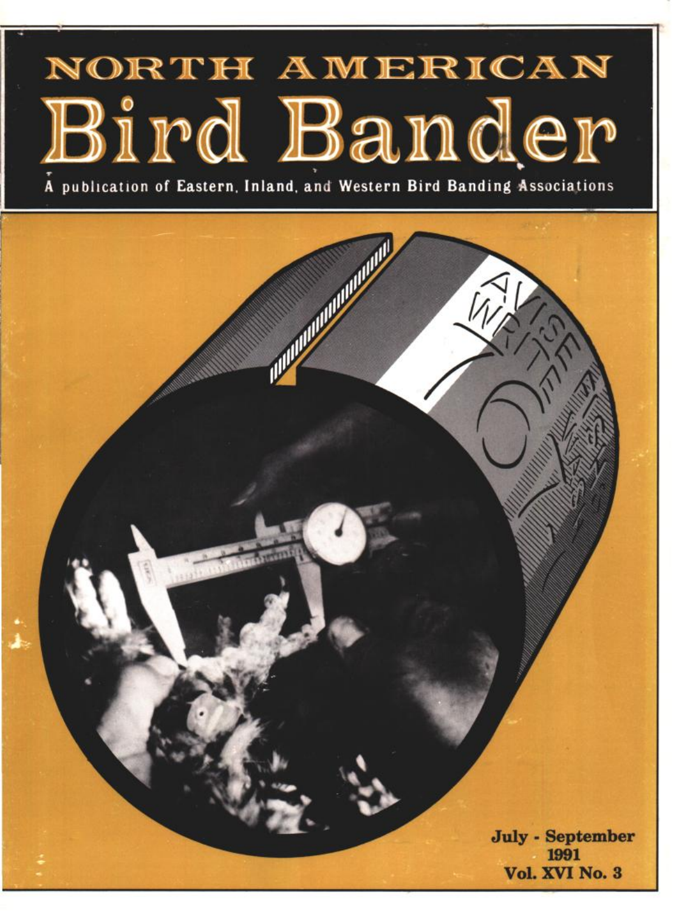# NORTH AMERICAN Bird Bander

A publication of Eastern, Inland, and Western Bird Banding Associations

July - September
1991
Vol. XVI No. 3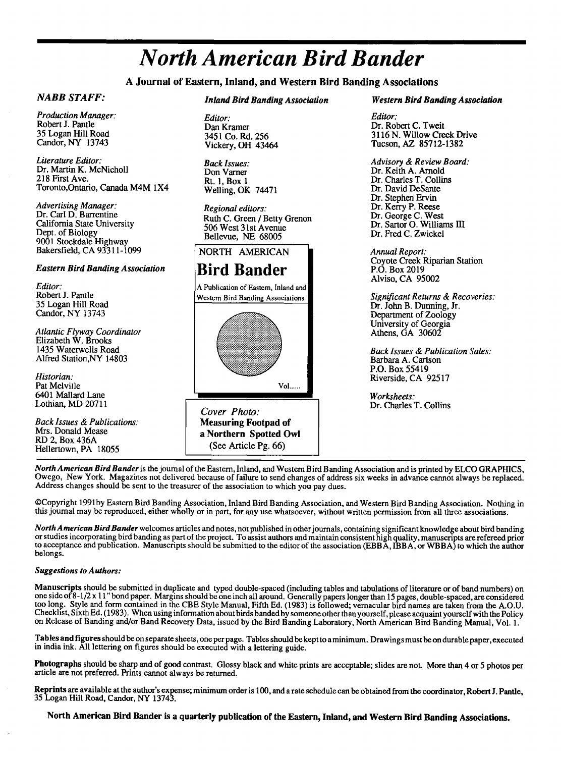# North American Bird Bander

**A Journal of Eastern, Inland, and Western Bird Banding Associations**

### *NABB STAFF:*

*Production Manager:*
Robert J. Pantle
35 Logan Hill Road
Candor, NY 13743

*Literature Editor:*
Dr. Martin K. McNicholl
218 First Ave.
Toronto,Ontario, Canada M4M 1X4

*Advertising Manager:*
Dr. Carl D. Barrentine
California State University
Dept. of Biology
9001 Stockdale Highway
Bakersfield, CA 93311-1099

### *Eastern Bird Banding Association*

*Editor:*
Robert J. Pantle
35 Logan Hill Road
Candor, NY 13743

*Atlantic Flyway Coordinator*
Elizabeth W. Brooks
1435 Waterwells Road
Alfred Station,NY 14803

*Historian:*
Pat Melville
6401 Mallard Lane
Lothian, MD 20711

*Back Issues & Publications:*
Mrs. Donald Mease
RD 2, Box 436A
Hellertown, PA 18055

### *Inland Bird Banding Association*

*Editor:*
Dan Kramer
3451 Co. Rd. 256
Vickery, OH 43464

*Back Issues:*
Don Varner
Rt. 1, Box 1
Welling, OK 74471

*Regional editors:*
Ruth C. Green / Betty Grenon
506 West 31st Avenue
Bellevue, NE 68005

NORTH AMERICAN
**Bird Bander**
A Publication of Eastern, Inland and Western Bird Banding Associations
Vol......

*Cover Photo:*
**Measuring Footpad of a Northern Spotted Owl**
(See Article Pg. 66)

### *Western Bird Banding Association*

*Editor:*
Dr. Robert C. Tweit
3116 N. Willow Creek Drive
Tucson, AZ 85712-1382

*Advisory & Review Board:*
Dr. Keith A. Arnold
Dr. Charles T. Collins
Dr. David DeSante
Dr. Stephen Ervin
Dr. Kerry P. Reese
Dr. George C. West
Dr. Sartor O. Williams III
Dr. Fred C. Zwickel

*Annual Report:*
Coyote Creek Riparian Station
P.O. Box 2019
Alviso, CA 95002

*Significant Returns & Recoveries:*
Dr. John B. Dunning, Jr.
Department of Zoology
University of Georgia
Athens, GA 30602

*Back Issues & Publication Sales:*
Barbara A. Carlson
P.O. Box 55419
Riverside, CA 92517

*Worksheets:*
Dr. Charles T. Collins

---

***North American Bird Bander*** is the journal of the Eastern, Inland, and Western Bird Banding Association and is printed by ELCO GRAPHICS, Owego, New York. Magazines not delivered because of failure to send changes of address six weeks in advance cannot always be replaced. Address changes should be sent to the treasurer of the association to which you pay dues.

©Copyright 1991by Eastern Bird Banding Association, Inland Bird Banding Association, and Western Bird Banding Association. Nothing in this journal may be reproduced, either wholly or in part, for any use whatsoever, without written permission from all three associations.

***North American Bird Bander*** welcomes articles and notes, not published in other journals, containing significant knowledge about bird banding or studies incorporating bird banding as part of the project. To assist authors and maintain consistent high quality, manuscripts are refereed prior to acceptance and publication. Manuscripts should be submitted to the editor of the association (EBBA, IBBA, or WBBA) to which the author belongs.

### *Suggestions to Authors:*

**Manuscripts** should be submitted in duplicate and typed double-spaced (including tables and tabulations of literature or of band numbers) on one side of 8-1/2 x 11" bond paper. Margins should be one inch all around. Generally papers longer than 15 pages, double-spaced, are considered too long. Style and form contained in the CBE Style Manual, Fifth Ed. (1983) is followed; vernacular bird names are taken from the A.O.U. Checklist, Sixth Ed. (1983). When using information about birds banded by someone other than yourself, please acquaint yourself with the Policy on Release of Banding and/or Band Recovery Data, issued by the Bird Banding Laboratory, North American Bird Banding Manual, Vol. 1.

**Tables and figures** should be on separate sheets, one per page. Tables should be kept to a minimum. Drawings must be on durable paper, executed in india ink. All lettering on figures should be executed with a lettering guide.

**Photographs** should be sharp and of good contrast. Glossy black and white prints are acceptable; slides are not. More than 4 or 5 photos per article are not preferred. Prints cannot always be returned.

**Reprints** are available at the author's expense; minimum order is 100, and a rate schedule can be obtained from the coordinator, Robert J. Pantle, 35 Logan Hill Road, Candor, NY 13743.

**North American Bird Bander is a quarterly publication of the Eastern, Inland, and Western Bird Banding Associations.**